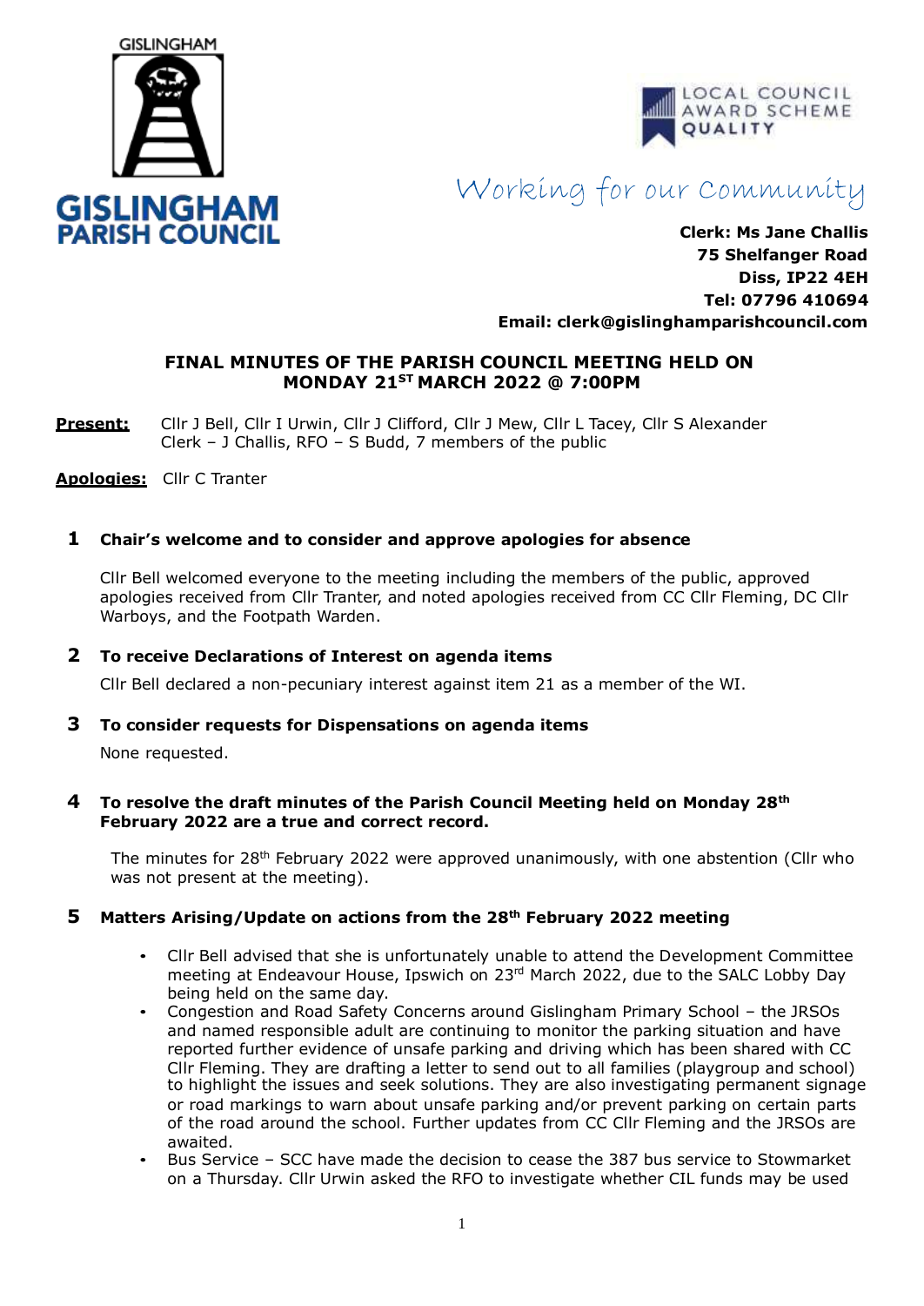GISLINGHAM

**GISLINGHAM PARISH COUNCIL**

LOCAL COUNCIL AWARD SCHEME QUALITY

Working for our Community

**Clerk: Ms Jane Challis**
**75 Shelfanger Road**
**Diss, IP22 4EH**
**Tel: 07796 410694**
**Email: clerk@gislinghamparishcouncil.com**

## FINAL MINUTES OF THE PARISH COUNCIL MEETING HELD ON MONDAY 21ST MARCH 2022 @ 7:00PM

**Present:** Cllr J Bell, Cllr I Urwin, Cllr J Clifford, Cllr J Mew, Cllr L Tacey, Cllr S Alexander
Clerk – J Challis, RFO – S Budd, 7 members of the public

**Apologies:** Cllr C Tranter

### 1 Chair's welcome and to consider and approve apologies for absence

Cllr Bell welcomed everyone to the meeting including the members of the public, approved apologies received from Cllr Tranter, and noted apologies received from CC Cllr Fleming, DC Cllr Warboys, and the Footpath Warden.

### 2 To receive Declarations of Interest on agenda items

Cllr Bell declared a non-pecuniary interest against item 21 as a member of the WI.

### 3 To consider requests for Dispensations on agenda items

None requested.

### 4 To resolve the draft minutes of the Parish Council Meeting held on Monday 28th February 2022 are a true and correct record.

The minutes for 28th February 2022 were approved unanimously, with one abstention (Cllr who was not present at the meeting).

### 5 Matters Arising/Update on actions from the 28th February 2022 meeting

- Cllr Bell advised that she is unfortunately unable to attend the Development Committee meeting at Endeavour House, Ipswich on 23rd March 2022, due to the SALC Lobby Day being held on the same day.
- Congestion and Road Safety Concerns around Gislingham Primary School – the JRSOs and named responsible adult are continuing to monitor the parking situation and have reported further evidence of unsafe parking and driving which has been shared with CC Cllr Fleming. They are drafting a letter to send out to all families (playgroup and school) to highlight the issues and seek solutions. They are also investigating permanent signage or road markings to warn about unsafe parking and/or prevent parking on certain parts of the road around the school. Further updates from CC Cllr Fleming and the JRSOs are awaited.
- Bus Service – SCC have made the decision to cease the 387 bus service to Stowmarket on a Thursday. Cllr Urwin asked the RFO to investigate whether CIL funds may be used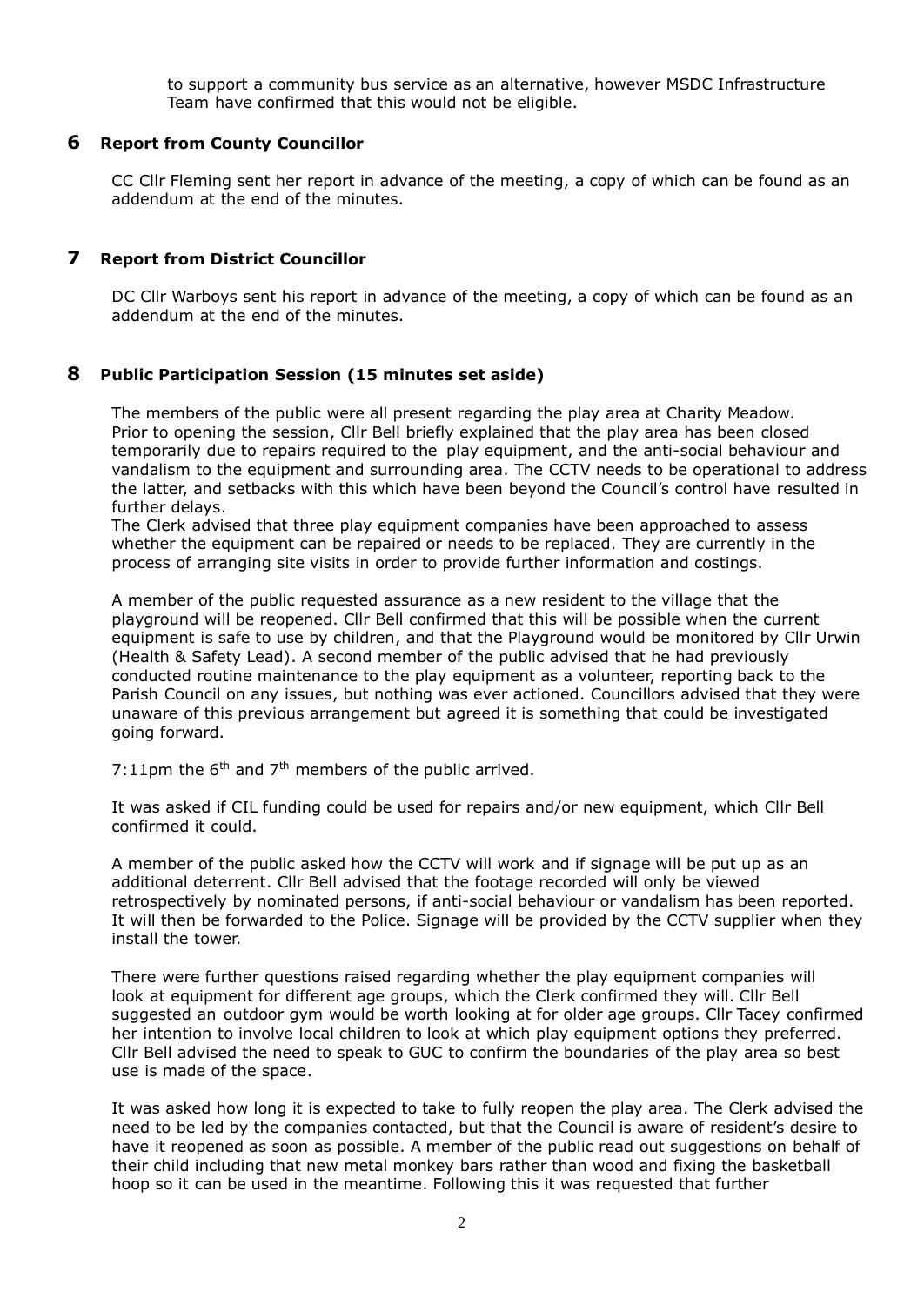to support a community bus service as an alternative, however MSDC Infrastructure Team have confirmed that this would not be eligible.

## 6 Report from County Councillor

CC Cllr Fleming sent her report in advance of the meeting, a copy of which can be found as an addendum at the end of the minutes.

## 7 Report from District Councillor

DC Cllr Warboys sent his report in advance of the meeting, a copy of which can be found as an addendum at the end of the minutes.

## 8 Public Participation Session (15 minutes set aside)

The members of the public were all present regarding the play area at Charity Meadow. Prior to opening the session, Cllr Bell briefly explained that the play area has been closed temporarily due to repairs required to the play equipment, and the anti-social behaviour and vandalism to the equipment and surrounding area. The CCTV needs to be operational to address the latter, and setbacks with this which have been beyond the Council's control have resulted in further delays.
The Clerk advised that three play equipment companies have been approached to assess whether the equipment can be repaired or needs to be replaced. They are currently in the process of arranging site visits in order to provide further information and costings.

A member of the public requested assurance as a new resident to the village that the playground will be reopened. Cllr Bell confirmed that this will be possible when the current equipment is safe to use by children, and that the Playground would be monitored by Cllr Urwin (Health & Safety Lead). A second member of the public advised that he had previously conducted routine maintenance to the play equipment as a volunteer, reporting back to the Parish Council on any issues, but nothing was ever actioned. Councillors advised that they were unaware of this previous arrangement but agreed it is something that could be investigated going forward.

7:11pm the 6th and 7th members of the public arrived.

It was asked if CIL funding could be used for repairs and/or new equipment, which Cllr Bell confirmed it could.

A member of the public asked how the CCTV will work and if signage will be put up as an additional deterrent. Cllr Bell advised that the footage recorded will only be viewed retrospectively by nominated persons, if anti-social behaviour or vandalism has been reported. It will then be forwarded to the Police. Signage will be provided by the CCTV supplier when they install the tower.

There were further questions raised regarding whether the play equipment companies will look at equipment for different age groups, which the Clerk confirmed they will. Cllr Bell suggested an outdoor gym would be worth looking at for older age groups. Cllr Tacey confirmed her intention to involve local children to look at which play equipment options they preferred. Cllr Bell advised the need to speak to GUC to confirm the boundaries of the play area so best use is made of the space.

It was asked how long it is expected to take to fully reopen the play area. The Clerk advised the need to be led by the companies contacted, but that the Council is aware of resident's desire to have it reopened as soon as possible. A member of the public read out suggestions on behalf of their child including that new metal monkey bars rather than wood and fixing the basketball hoop so it can be used in the meantime. Following this it was requested that further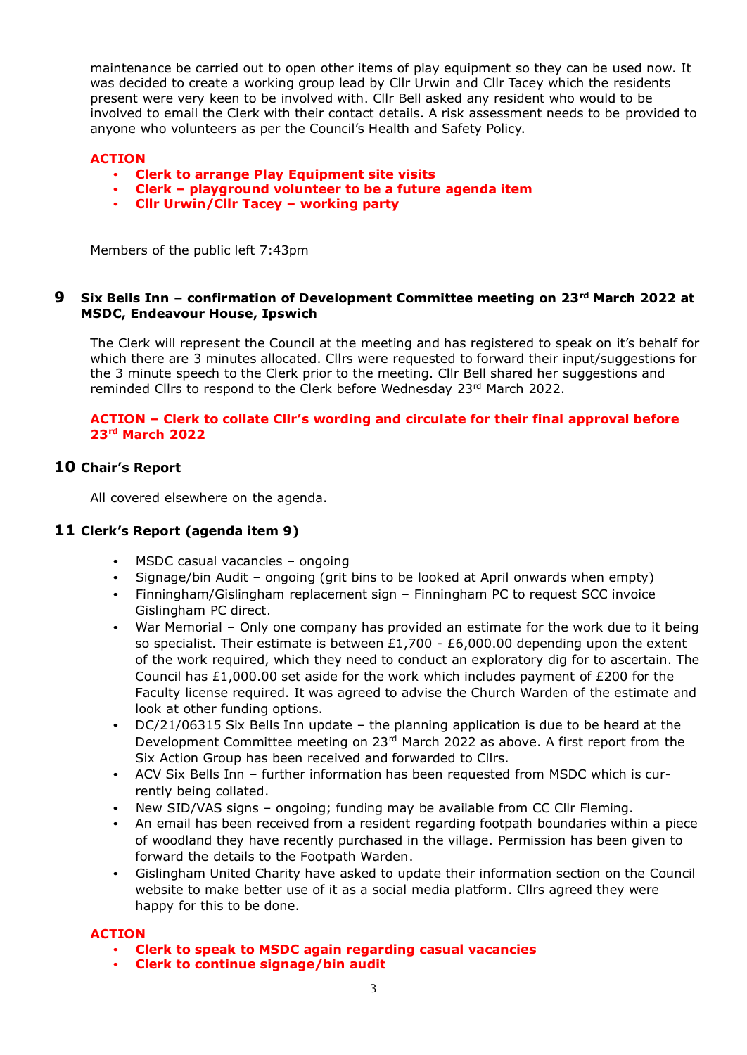maintenance be carried out to open other items of play equipment so they can be used now. It was decided to create a working group lead by Cllr Urwin and Cllr Tacey which the residents present were very keen to be involved with. Cllr Bell asked any resident who would to be involved to email the Clerk with their contact details. A risk assessment needs to be provided to anyone who volunteers as per the Council's Health and Safety Policy.

**ACTION**
- **Clerk to arrange Play Equipment site visits**
- **Clerk – playground volunteer to be a future agenda item**
- **Cllr Urwin/Cllr Tacey – working party**

Members of the public left 7:43pm

## 9 Six Bells Inn – confirmation of Development Committee meeting on 23rd March 2022 at MSDC, Endeavour House, Ipswich

The Clerk will represent the Council at the meeting and has registered to speak on it's behalf for which there are 3 minutes allocated. Cllrs were requested to forward their input/suggestions for the 3 minute speech to the Clerk prior to the meeting. Cllr Bell shared her suggestions and reminded Cllrs to respond to the Clerk before Wednesday 23rd March 2022.

**ACTION – Clerk to collate Cllr's wording and circulate for their final approval before 23rd March 2022**

## 10 Chair's Report

All covered elsewhere on the agenda.

## 11 Clerk's Report (agenda item 9)

- MSDC casual vacancies – ongoing
- Signage/bin Audit – ongoing (grit bins to be looked at April onwards when empty)
- Finningham/Gislingham replacement sign – Finningham PC to request SCC invoice Gislingham PC direct.
- War Memorial – Only one company has provided an estimate for the work due to it being so specialist. Their estimate is between £1,700 - £6,000.00 depending upon the extent of the work required, which they need to conduct an exploratory dig for to ascertain. The Council has £1,000.00 set aside for the work which includes payment of £200 for the Faculty license required. It was agreed to advise the Church Warden of the estimate and look at other funding options.
- DC/21/06315 Six Bells Inn update – the planning application is due to be heard at the Development Committee meeting on 23rd March 2022 as above. A first report from the Six Action Group has been received and forwarded to Cllrs.
- ACV Six Bells Inn – further information has been requested from MSDC which is currently being collated.
- New SID/VAS signs – ongoing; funding may be available from CC Cllr Fleming.
- An email has been received from a resident regarding footpath boundaries within a piece of woodland they have recently purchased in the village. Permission has been given to forward the details to the Footpath Warden.
- Gislingham United Charity have asked to update their information section on the Council website to make better use of it as a social media platform. Cllrs agreed they were happy for this to be done.

**ACTION**
- **Clerk to speak to MSDC again regarding casual vacancies**
- **Clerk to continue signage/bin audit**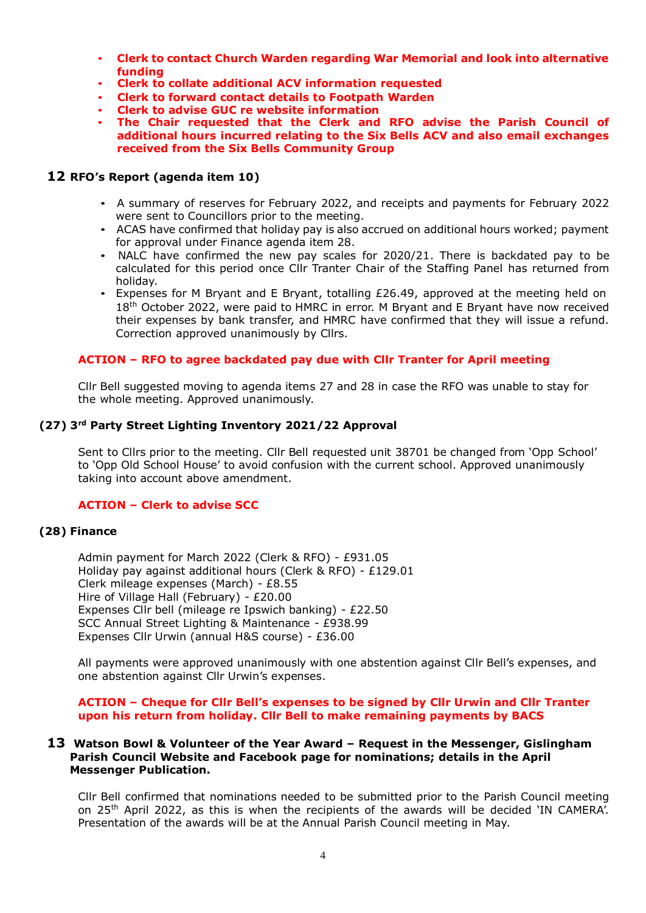- **Clerk to contact Church Warden regarding War Memorial and look into alternative funding**
- **Clerk to collate additional ACV information requested**
- **Clerk to forward contact details to Footpath Warden**
- **Clerk to advise GUC re website information**
- **The Chair requested that the Clerk and RFO advise the Parish Council of additional hours incurred relating to the Six Bells ACV and also email exchanges received from the Six Bells Community Group**

## 12 RFO's Report (agenda item 10)

- A summary of reserves for February 2022, and receipts and payments for February 2022 were sent to Councillors prior to the meeting.
- ACAS have confirmed that holiday pay is also accrued on additional hours worked; payment for approval under Finance agenda item 28.
- NALC have confirmed the new pay scales for 2020/21. There is backdated pay to be calculated for this period once Cllr Tranter Chair of the Staffing Panel has returned from holiday.
- Expenses for M Bryant and E Bryant, totalling £26.49, approved at the meeting held on 18th October 2022, were paid to HMRC in error. M Bryant and E Bryant have now received their expenses by bank transfer, and HMRC have confirmed that they will issue a refund. Correction approved unanimously by Cllrs.

**ACTION – RFO to agree backdated pay due with Cllr Tranter for April meeting**

Cllr Bell suggested moving to agenda items 27 and 28 in case the RFO was unable to stay for the whole meeting. Approved unanimously.

### (27) 3rd Party Street Lighting Inventory 2021/22 Approval

Sent to Cllrs prior to the meeting. Cllr Bell requested unit 38701 be changed from 'Opp School' to 'Opp Old School House' to avoid confusion with the current school. Approved unanimously taking into account above amendment.

**ACTION – Clerk to advise SCC**

### (28) Finance

Admin payment for March 2022 (Clerk & RFO) - £931.05
Holiday pay against additional hours (Clerk & RFO) - £129.01
Clerk mileage expenses (March) - £8.55
Hire of Village Hall (February) - £20.00
Expenses Cllr bell (mileage re Ipswich banking) - £22.50
SCC Annual Street Lighting & Maintenance - £938.99
Expenses Cllr Urwin (annual H&S course) - £36.00

All payments were approved unanimously with one abstention against Cllr Bell's expenses, and one abstention against Cllr Urwin's expenses.

**ACTION – Cheque for Cllr Bell's expenses to be signed by Cllr Urwin and Cllr Tranter upon his return from holiday. Cllr Bell to make remaining payments by BACS**

## 13 Watson Bowl & Volunteer of the Year Award – Request in the Messenger, Gislingham Parish Council Website and Facebook page for nominations; details in the April Messenger Publication.

Cllr Bell confirmed that nominations needed to be submitted prior to the Parish Council meeting on 25th April 2022, as this is when the recipients of the awards will be decided 'IN CAMERA'. Presentation of the awards will be at the Annual Parish Council meeting in May.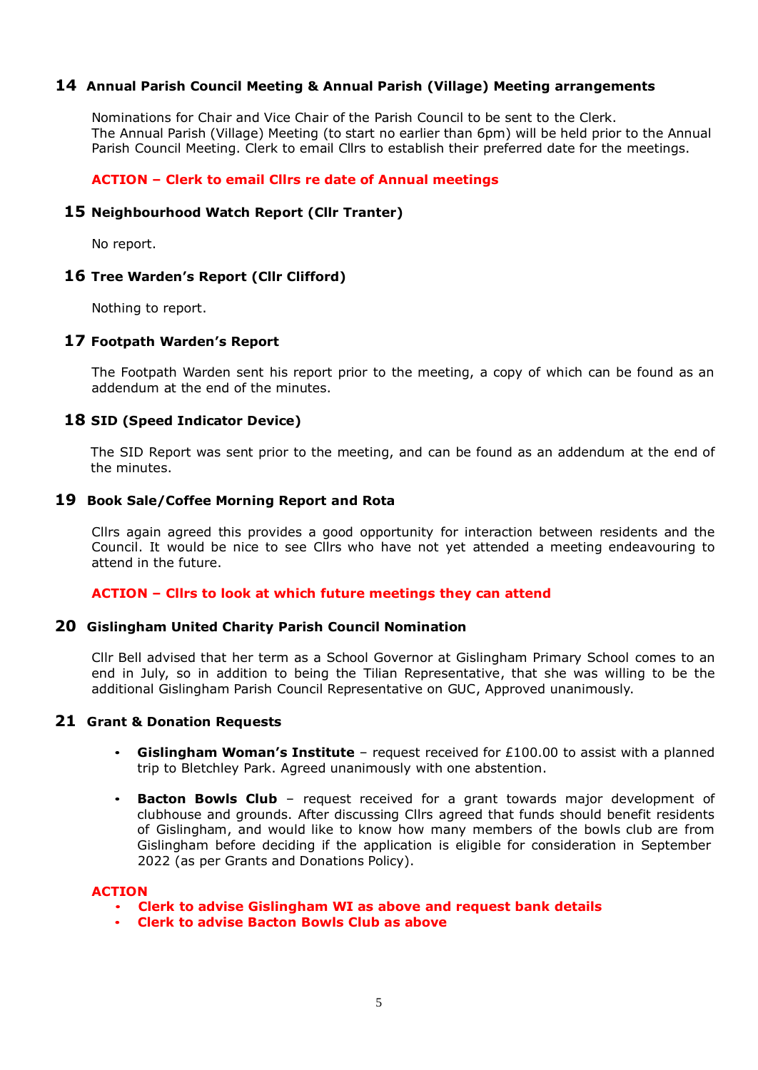## 14 Annual Parish Council Meeting & Annual Parish (Village) Meeting arrangements

Nominations for Chair and Vice Chair of the Parish Council to be sent to the Clerk.
The Annual Parish (Village) Meeting (to start no earlier than 6pm) will be held prior to the Annual Parish Council Meeting. Clerk to email Cllrs to establish their preferred date for the meetings.

**ACTION – Clerk to email Cllrs re date of Annual meetings**

## 15 Neighbourhood Watch Report (Cllr Tranter)

No report.

## 16 Tree Warden's Report (Cllr Clifford)

Nothing to report.

## 17 Footpath Warden's Report

The Footpath Warden sent his report prior to the meeting, a copy of which can be found as an addendum at the end of the minutes.

## 18 SID (Speed Indicator Device)

The SID Report was sent prior to the meeting, and can be found as an addendum at the end of the minutes.

## 19 Book Sale/Coffee Morning Report and Rota

Cllrs again agreed this provides a good opportunity for interaction between residents and the Council. It would be nice to see Cllrs who have not yet attended a meeting endeavouring to attend in the future.

**ACTION – Cllrs to look at which future meetings they can attend**

## 20 Gislingham United Charity Parish Council Nomination

Cllr Bell advised that her term as a School Governor at Gislingham Primary School comes to an end in July, so in addition to being the Tilian Representative, that she was willing to be the additional Gislingham Parish Council Representative on GUC, Approved unanimously.

## 21 Grant & Donation Requests

- **Gislingham Woman's Institute** – request received for £100.00 to assist with a planned trip to Bletchley Park. Agreed unanimously with one abstention.
- **Bacton Bowls Club** – request received for a grant towards major development of clubhouse and grounds. After discussing Cllrs agreed that funds should benefit residents of Gislingham, and would like to know how many members of the bowls club are from Gislingham before deciding if the application is eligible for consideration in September 2022 (as per Grants and Donations Policy).

**ACTION**
- **Clerk to advise Gislingham WI as above and request bank details**
- **Clerk to advise Bacton Bowls Club as above**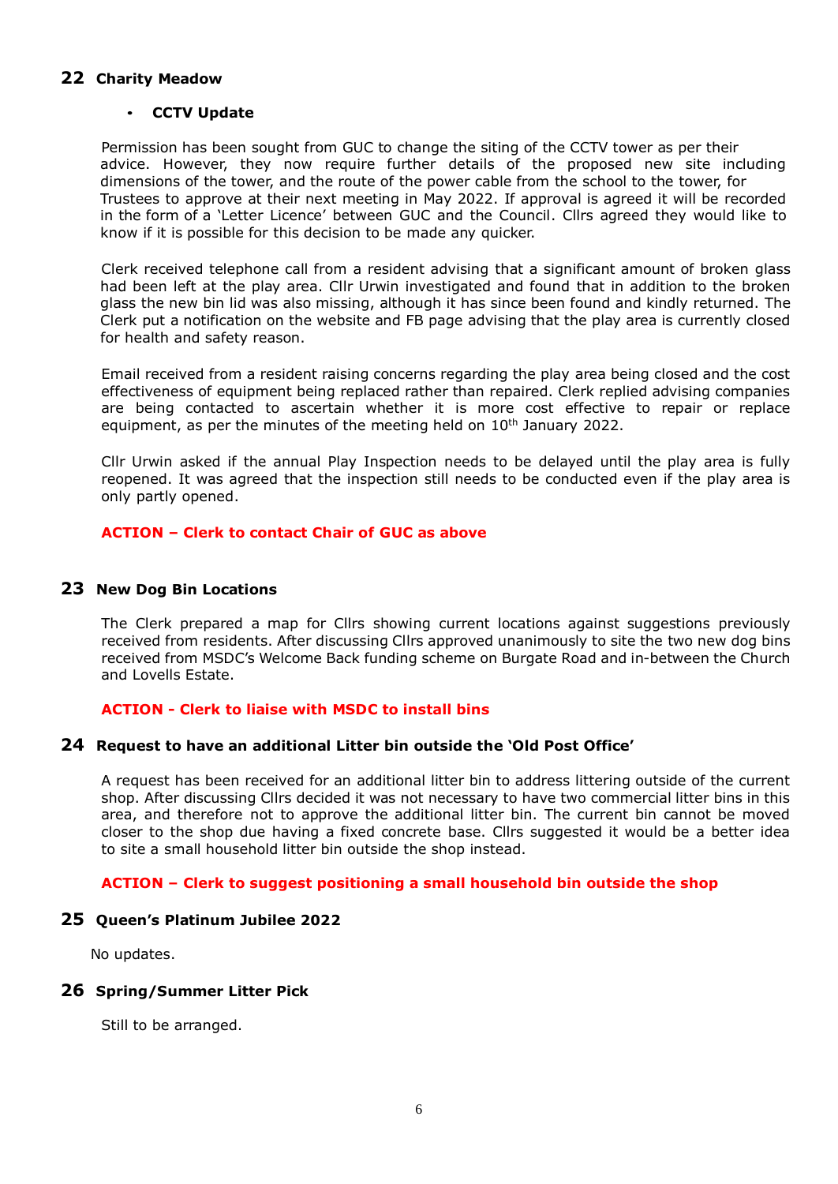## 22 Charity Meadow

- **CCTV Update**

Permission has been sought from GUC to change the siting of the CCTV tower as per their advice. However, they now require further details of the proposed new site including dimensions of the tower, and the route of the power cable from the school to the tower, for Trustees to approve at their next meeting in May 2022. If approval is agreed it will be recorded in the form of a 'Letter Licence' between GUC and the Council. Cllrs agreed they would like to know if it is possible for this decision to be made any quicker.

Clerk received telephone call from a resident advising that a significant amount of broken glass had been left at the play area. Cllr Urwin investigated and found that in addition to the broken glass the new bin lid was also missing, although it has since been found and kindly returned. The Clerk put a notification on the website and FB page advising that the play area is currently closed for health and safety reason.

Email received from a resident raising concerns regarding the play area being closed and the cost effectiveness of equipment being replaced rather than repaired. Clerk replied advising companies are being contacted to ascertain whether it is more cost effective to repair or replace equipment, as per the minutes of the meeting held on 10th January 2022.

Cllr Urwin asked if the annual Play Inspection needs to be delayed until the play area is fully reopened. It was agreed that the inspection still needs to be conducted even if the play area is only partly opened.

**ACTION – Clerk to contact Chair of GUC as above**

## 23 New Dog Bin Locations

The Clerk prepared a map for Cllrs showing current locations against suggestions previously received from residents. After discussing Cllrs approved unanimously to site the two new dog bins received from MSDC's Welcome Back funding scheme on Burgate Road and in-between the Church and Lovells Estate.

**ACTION - Clerk to liaise with MSDC to install bins**

## 24 Request to have an additional Litter bin outside the 'Old Post Office'

A request has been received for an additional litter bin to address littering outside of the current shop. After discussing Cllrs decided it was not necessary to have two commercial litter bins in this area, and therefore not to approve the additional litter bin. The current bin cannot be moved closer to the shop due having a fixed concrete base. Cllrs suggested it would be a better idea to site a small household litter bin outside the shop instead.

**ACTION – Clerk to suggest positioning a small household bin outside the shop**

## 25 Queen's Platinum Jubilee 2022

No updates.

## 26 Spring/Summer Litter Pick

Still to be arranged.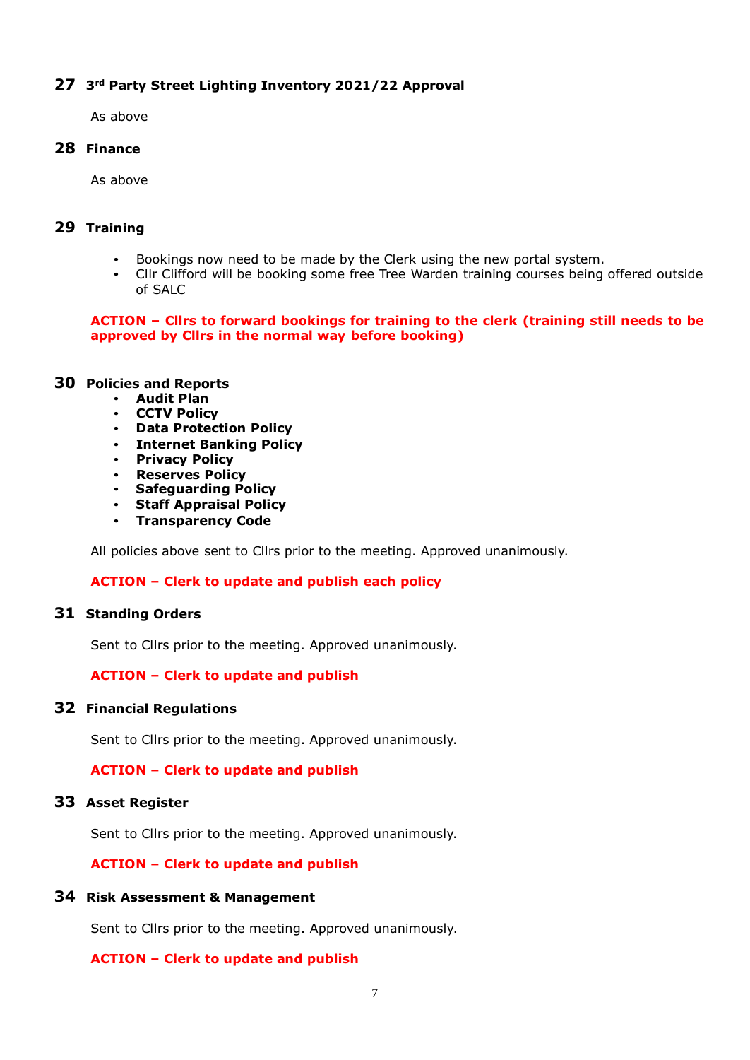## 27 3rd Party Street Lighting Inventory 2021/22 Approval

As above

## 28 Finance

As above

## 29 Training

- Bookings now need to be made by the Clerk using the new portal system.
- Cllr Clifford will be booking some free Tree Warden training courses being offered outside of SALC

**ACTION – Cllrs to forward bookings for training to the clerk (training still needs to be approved by Cllrs in the normal way before booking)**

## 30 Policies and Reports

- **Audit Plan**
- **CCTV Policy**
- **Data Protection Policy**
- **Internet Banking Policy**
- **Privacy Policy**
- **Reserves Policy**
- **Safeguarding Policy**
- **Staff Appraisal Policy**
- **Transparency Code**

All policies above sent to Cllrs prior to the meeting. Approved unanimously.

**ACTION – Clerk to update and publish each policy**

## 31 Standing Orders

Sent to Cllrs prior to the meeting. Approved unanimously.

**ACTION – Clerk to update and publish**

## 32 Financial Regulations

Sent to Cllrs prior to the meeting. Approved unanimously.

**ACTION – Clerk to update and publish**

## 33 Asset Register

Sent to Cllrs prior to the meeting. Approved unanimously.

**ACTION – Clerk to update and publish**

## 34 Risk Assessment & Management

Sent to Cllrs prior to the meeting. Approved unanimously.

**ACTION – Clerk to update and publish**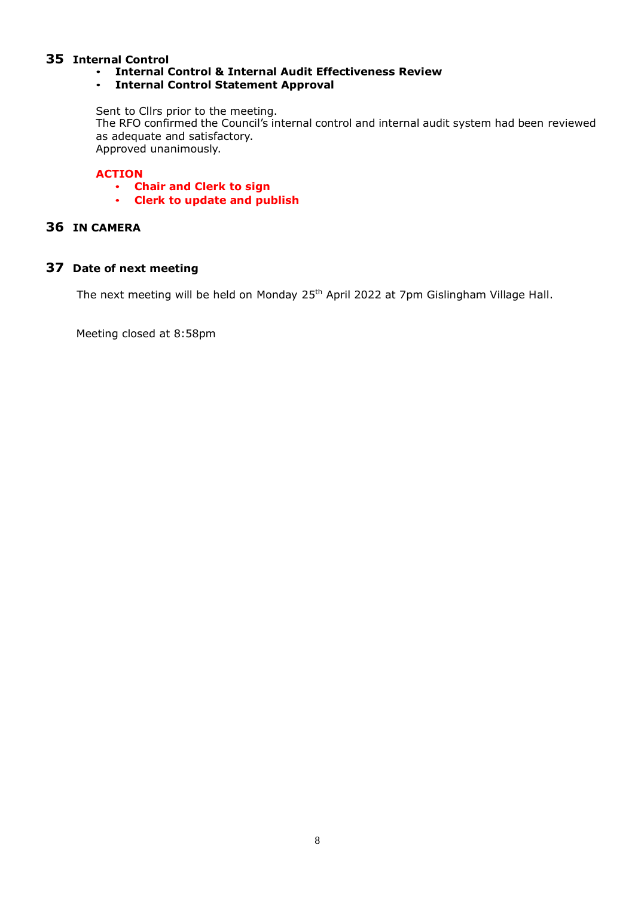## 35 Internal Control

- **Internal Control & Internal Audit Effectiveness Review**
- **Internal Control Statement Approval**

Sent to Cllrs prior to the meeting.
The RFO confirmed the Council's internal control and internal audit system had been reviewed as adequate and satisfactory.
Approved unanimously.

**ACTION**

- **Chair and Clerk to sign**
- **Clerk to update and publish**

## 36 IN CAMERA

## 37 Date of next meeting

The next meeting will be held on Monday 25th April 2022 at 7pm Gislingham Village Hall.

Meeting closed at 8:58pm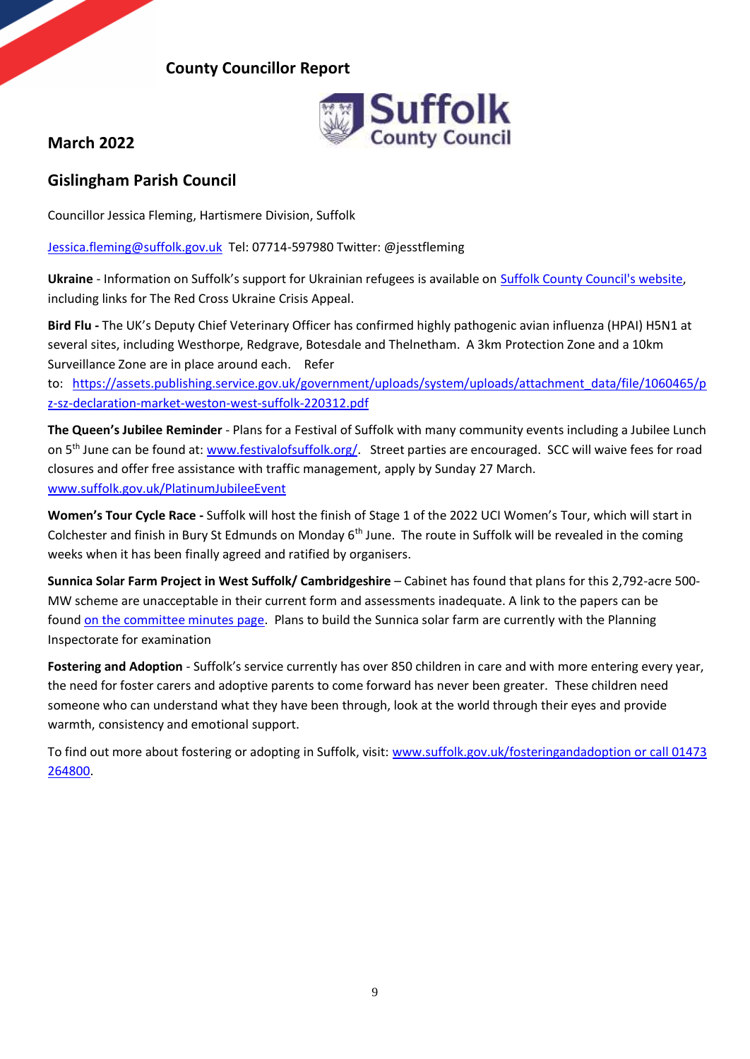## County Councillor Report

## March 2022

## Gislingham Parish Council

Councillor Jessica Fleming, Hartismere Division, Suffolk

Jessica.fleming@suffolk.gov.uk Tel: 07714-597980 Twitter: @jesstfleming

**Ukraine** - Information on Suffolk's support for Ukrainian refugees is available on Suffolk County Council's website, including links for The Red Cross Ukraine Crisis Appeal.

**Bird Flu -** The UK's Deputy Chief Veterinary Officer has confirmed highly pathogenic avian influenza (HPAI) H5N1 at several sites, including Westhorpe, Redgrave, Botesdale and Thelnetham. A 3km Protection Zone and a 10km Surveillance Zone are in place around each. Refer to: https://assets.publishing.service.gov.uk/government/uploads/system/uploads/attachment_data/file/1060465/pz-sz-declaration-market-weston-west-suffolk-220312.pdf

**The Queen's Jubilee Reminder** - Plans for a Festival of Suffolk with many community events including a Jubilee Lunch on 5th June can be found at: www.festivalofsuffolk.org/. Street parties are encouraged. SCC will waive fees for road closures and offer free assistance with traffic management, apply by Sunday 27 March. www.suffolk.gov.uk/PlatinumJubileeEvent

**Women's Tour Cycle Race -** Suffolk will host the finish of Stage 1 of the 2022 UCI Women's Tour, which will start in Colchester and finish in Bury St Edmunds on Monday 6th June. The route in Suffolk will be revealed in the coming weeks when it has been finally agreed and ratified by organisers.

**Sunnica Solar Farm Project in West Suffolk/ Cambridgeshire** – Cabinet has found that plans for this 2,792-acre 500-MW scheme are unacceptable in their current form and assessments inadequate. A link to the papers can be found on the committee minutes page. Plans to build the Sunnica solar farm are currently with the Planning Inspectorate for examination

**Fostering and Adoption** - Suffolk's service currently has over 850 children in care and with more entering every year, the need for foster carers and adoptive parents to come forward has never been greater. These children need someone who can understand what they have been through, look at the world through their eyes and provide warmth, consistency and emotional support.

To find out more about fostering or adopting in Suffolk, visit: www.suffolk.gov.uk/fosteringandadoption or call 01473 264800.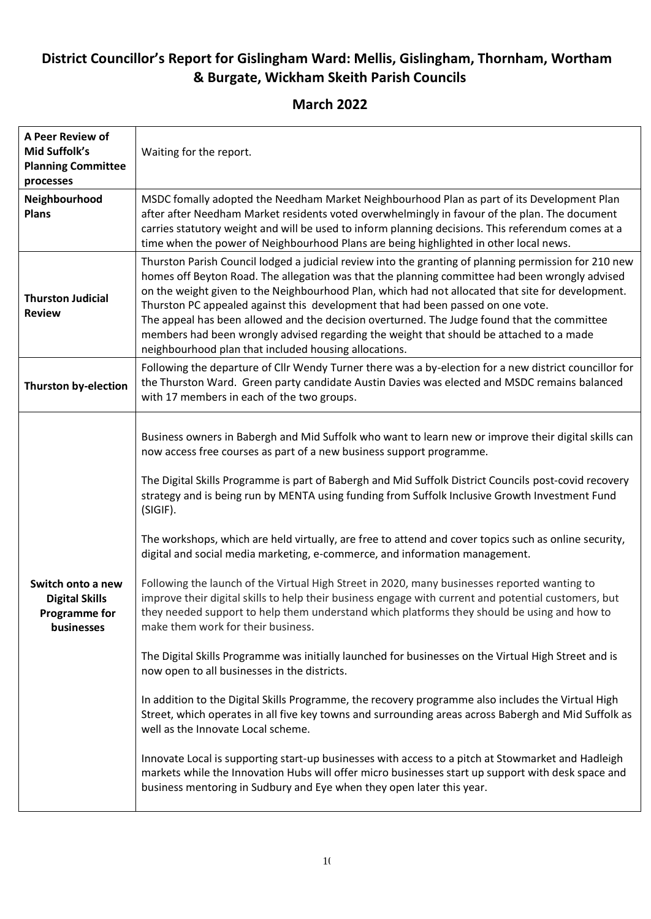## District Councillor's Report for Gislingham Ward: Mellis, Gislingham, Thornham, Wortham & Burgate, Wickham Skeith Parish Councils

## March 2022

| | |
|---|---|
| **A Peer Review of Mid Suffolk's Planning Committee processes** | Waiting for the report. |
| **Neighbourhood Plans** | MSDC fomally adopted the Needham Market Neighbourhood Plan as part of its Development Plan after after Needham Market residents voted overwhelmingly in favour of the plan. The document carries statutory weight and will be used to inform planning decisions. This referendum comes at a time when the power of Neighbourhood Plans are being highlighted in other local news. |
| **Thurston Judicial Review** | Thurston Parish Council lodged a judicial review into the granting of planning permission for 210 new homes off Beyton Road. The allegation was that the planning committee had been wrongly advised on the weight given to the Neighbourhood Plan, which had not allocated that site for development. Thurston PC appealed against this development that had been passed on one vote.<br>The appeal has been allowed and the decision overturned. The Judge found that the committee members had been wrongly advised regarding the weight that should be attached to a made neighbourhood plan that included housing allocations. |
| **Thurston by-election** | Following the departure of Cllr Wendy Turner there was a by-election for a new district councillor for the Thurston Ward. Green party candidate Austin Davies was elected and MSDC remains balanced with 17 members in each of the two groups. |
| **Switch onto a new Digital Skills Programme for businesses** | Business owners in Babergh and Mid Suffolk who want to learn new or improve their digital skills can now access free courses as part of a new business support programme.<br><br>The Digital Skills Programme is part of Babergh and Mid Suffolk District Councils post-covid recovery strategy and is being run by MENTA using funding from Suffolk Inclusive Growth Investment Fund (SIGIF).<br><br>The workshops, which are held virtually, are free to attend and cover topics such as online security, digital and social media marketing, e-commerce, and information management.<br><br>Following the launch of the Virtual High Street in 2020, many businesses reported wanting to improve their digital skills to help their business engage with current and potential customers, but they needed support to help them understand which platforms they should be using and how to make them work for their business.<br><br>The Digital Skills Programme was initially launched for businesses on the Virtual High Street and is now open to all businesses in the districts.<br><br>In addition to the Digital Skills Programme, the recovery programme also includes the Virtual High Street, which operates in all five key towns and surrounding areas across Babergh and Mid Suffolk as well as the Innovate Local scheme.<br><br>Innovate Local is supporting start-up businesses with access to a pitch at Stowmarket and Hadleigh markets while the Innovation Hubs will offer micro businesses start up support with desk space and business mentoring in Sudbury and Eye when they open later this year. |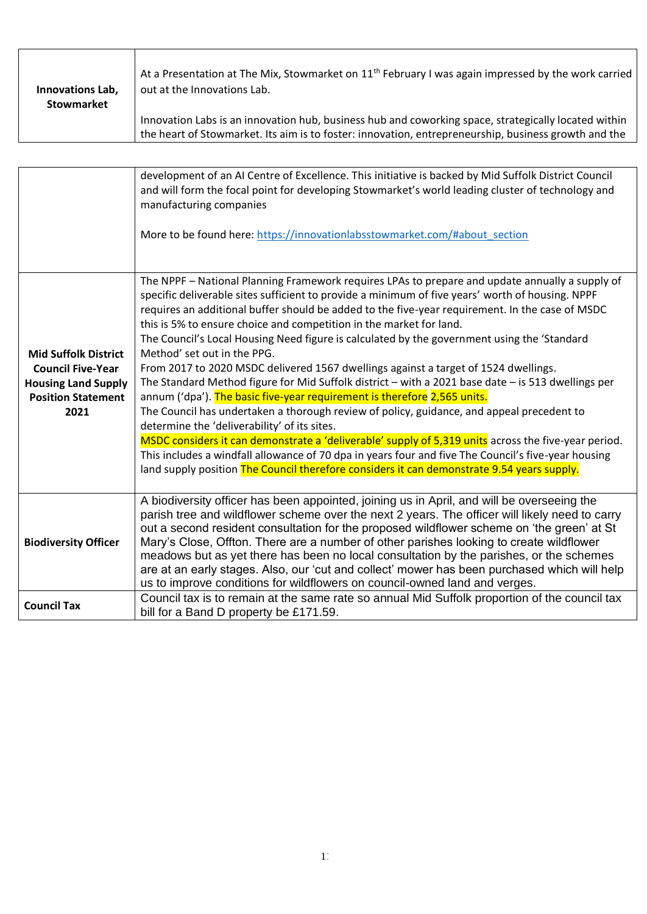| | |
|---|---|
| **Innovations Lab, Stowmarket** | At a Presentation at The Mix, Stowmarket on 11th February I was again impressed by the work carried out at the Innovations Lab.<br><br>Innovation Labs is an innovation hub, business hub and coworking space, strategically located within the heart of Stowmarket. Its aim is to foster: innovation, entrepreneurship, business growth and the development of an AI Centre of Excellence. This initiative is backed by Mid Suffolk District Council and will form the focal point for developing Stowmarket's world leading cluster of technology and manufacturing companies<br><br>More to be found here: [https://innovationlabsstowmarket.com/#about_section](https://innovationlabsstowmarket.com/#about_section) |
| **Mid Suffolk District Council Five-Year Housing Land Supply Position Statement 2021** | The NPPF – National Planning Framework requires LPAs to prepare and update annually a supply of specific deliverable sites sufficient to provide a minimum of five years' worth of housing. NPPF requires an additional buffer should be added to the five-year requirement. In the case of MSDC this is 5% to ensure choice and competition in the market for land.<br>The Council's Local Housing Need figure is calculated by the government using the 'Standard Method' set out in the PPG.<br>From 2017 to 2020 MSDC delivered 1567 dwellings against a target of 1524 dwellings.<br>The Standard Method figure for Mid Suffolk district – with a 2021 base date – is 513 dwellings per annum ('dpa'). The basic five-year requirement is therefore 2,565 units.<br>The Council has undertaken a thorough review of policy, guidance, and appeal precedent to determine the 'deliverability' of its sites.<br>MSDC considers it can demonstrate a 'deliverable' supply of 5,319 units across the five-year period. This includes a windfall allowance of 70 dpa in years four and five The Council's five-year housing land supply position The Council therefore considers it can demonstrate 9.54 years supply. |
| **Biodiversity Officer** | A biodiversity officer has been appointed, joining us in April, and will be overseeing the parish tree and wildflower scheme over the next 2 years. The officer will likely need to carry out a second resident consultation for the proposed wildflower scheme on 'the green' at St Mary's Close, Offton. There are a number of other parishes looking to create wildflower meadows but as yet there has been no local consultation by the parishes, or the schemes are at an early stages. Also, our 'cut and collect' mower has been purchased which will help us to improve conditions for wildflowers on council-owned land and verges. |
| **Council Tax** | Council tax is to remain at the same rate so annual Mid Suffolk proportion of the council tax bill for a Band D property be £171.59. |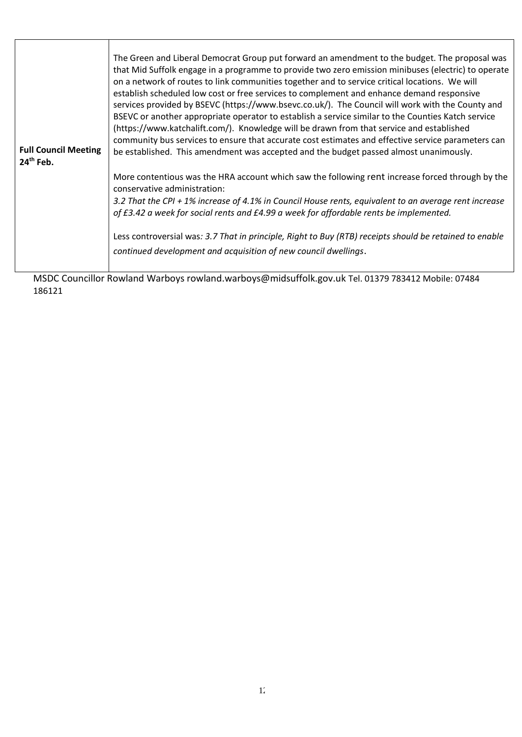| | |
|---|---|
| **Full Council Meeting 24th Feb.** | The Green and Liberal Democrat Group put forward an amendment to the budget. The proposal was that Mid Suffolk engage in a programme to provide two zero emission minibuses (electric) to operate on a network of routes to link communities together and to service critical locations. We will establish scheduled low cost or free services to complement and enhance demand responsive services provided by BSEVC (https://www.bsevc.co.uk/). The Council will work with the County and BSEVC or another appropriate operator to establish a service similar to the Counties Katch service (https://www.katchalift.com/). Knowledge will be drawn from that service and established community bus services to ensure that accurate cost estimates and effective service parameters can be established. This amendment was accepted and the budget passed almost unanimously.<br><br>More contentious was the HRA account which saw the following rent increase forced through by the conservative administration:<br>*3.2 That the CPI + 1% increase of 4.1% in Council House rents, equivalent to an average rent increase of £3.42 a week for social rents and £4.99 a week for affordable rents be implemented.*<br><br>Less controversial was*: 3.7 That in principle, Right to Buy (RTB) receipts should be retained to enable continued development and acquisition of new council dwellings*. |

MSDC Councillor Rowland Warboys rowland.warboys@midsuffolk.gov.uk Tel. 01379 783412 Mobile: 07484 186121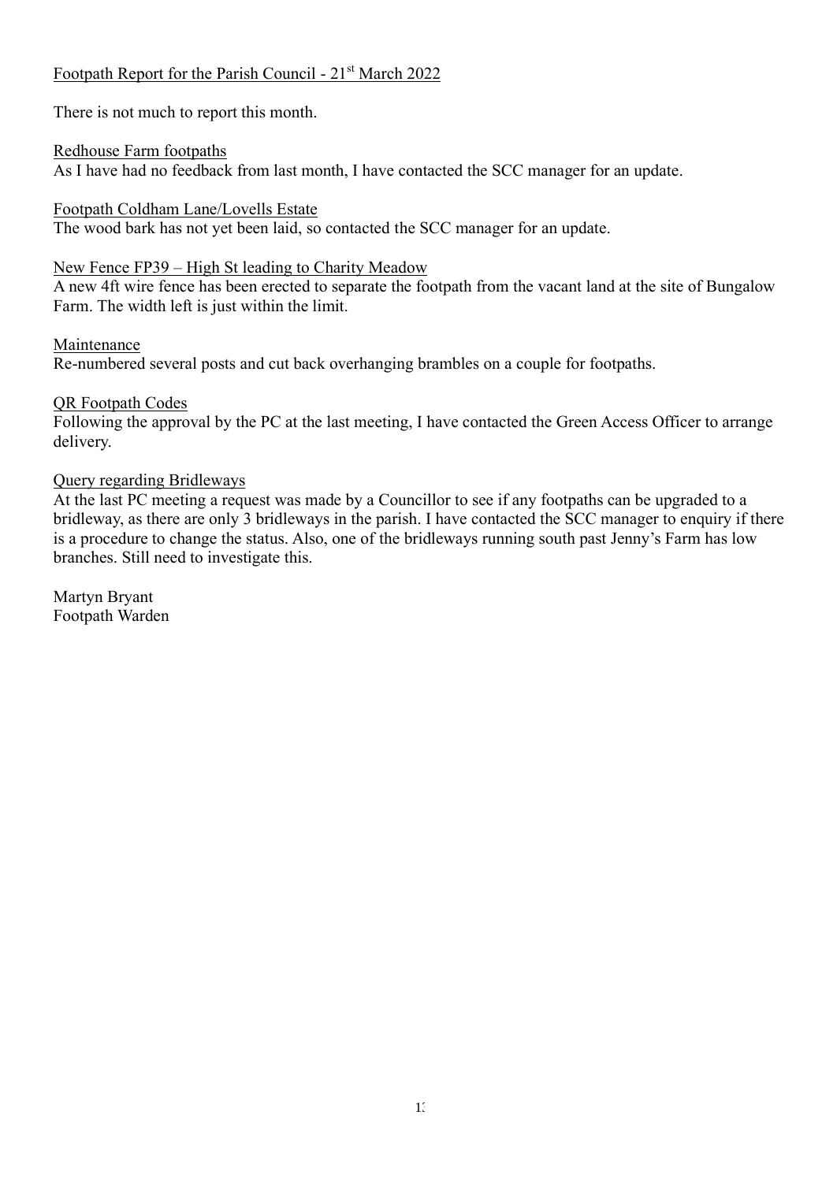Footpath Report for the Parish Council - 21st March 2022

There is not much to report this month.

Redhouse Farm footpaths

As I have had no feedback from last month, I have contacted the SCC manager for an update.

Footpath Coldham Lane/Lovells Estate

The wood bark has not yet been laid, so contacted the SCC manager for an update.

New Fence FP39 – High St leading to Charity Meadow

A new 4ft wire fence has been erected to separate the footpath from the vacant land at the site of Bungalow Farm. The width left is just within the limit.

Maintenance

Re-numbered several posts and cut back overhanging brambles on a couple for footpaths.

QR Footpath Codes

Following the approval by the PC at the last meeting, I have contacted the Green Access Officer to arrange delivery.

Query regarding Bridleways

At the last PC meeting a request was made by a Councillor to see if any footpaths can be upgraded to a bridleway, as there are only 3 bridleways in the parish. I have contacted the SCC manager to enquiry if there is a procedure to change the status. Also, one of the bridleways running south past Jenny's Farm has low branches. Still need to investigate this.

Martyn Bryant
Footpath Warden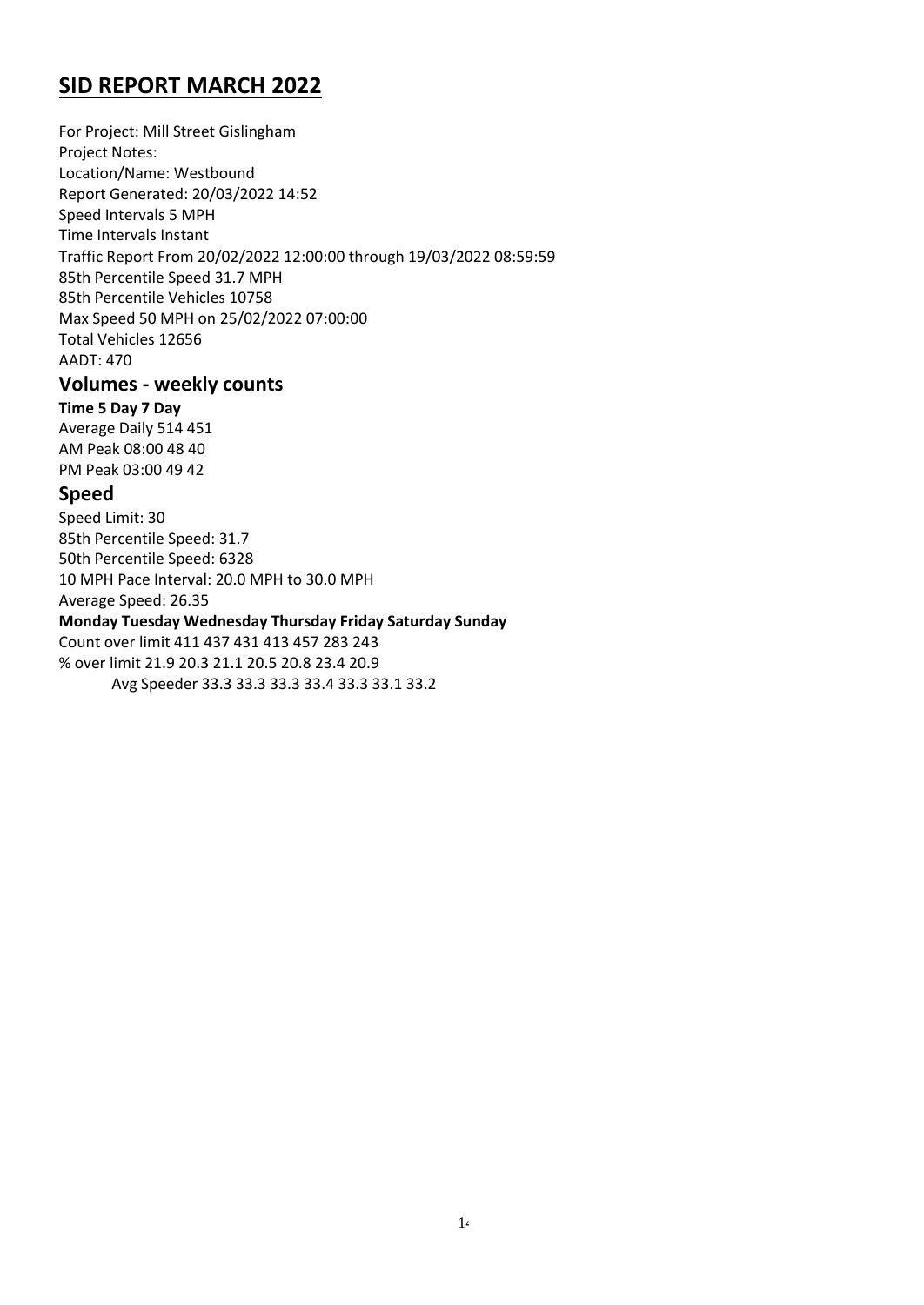# SID REPORT MARCH 2022

For Project: Mill Street Gislingham
Project Notes:
Location/Name: Westbound
Report Generated: 20/03/2022 14:52
Speed Intervals 5 MPH
Time Intervals Instant
Traffic Report From 20/02/2022 12:00:00 through 19/03/2022 08:59:59
85th Percentile Speed 31.7 MPH
85th Percentile Vehicles 10758
Max Speed 50 MPH on 25/02/2022 07:00:00
Total Vehicles 12656
AADT: 470

## Volumes - weekly counts

**Time 5 Day 7 Day**
Average Daily 514 451
AM Peak 08:00 48 40
PM Peak 03:00 49 42

## Speed

Speed Limit: 30
85th Percentile Speed: 31.7
50th Percentile Speed: 6328
10 MPH Pace Interval: 20.0 MPH to 30.0 MPH
Average Speed: 26.35

**Monday Tuesday Wednesday Thursday Friday Saturday Sunday**
Count over limit 411 437 431 413 457 283 243
% over limit 21.9 20.3 21.1 20.5 20.8 23.4 20.9
Avg Speeder 33.3 33.3 33.3 33.4 33.3 33.1 33.2